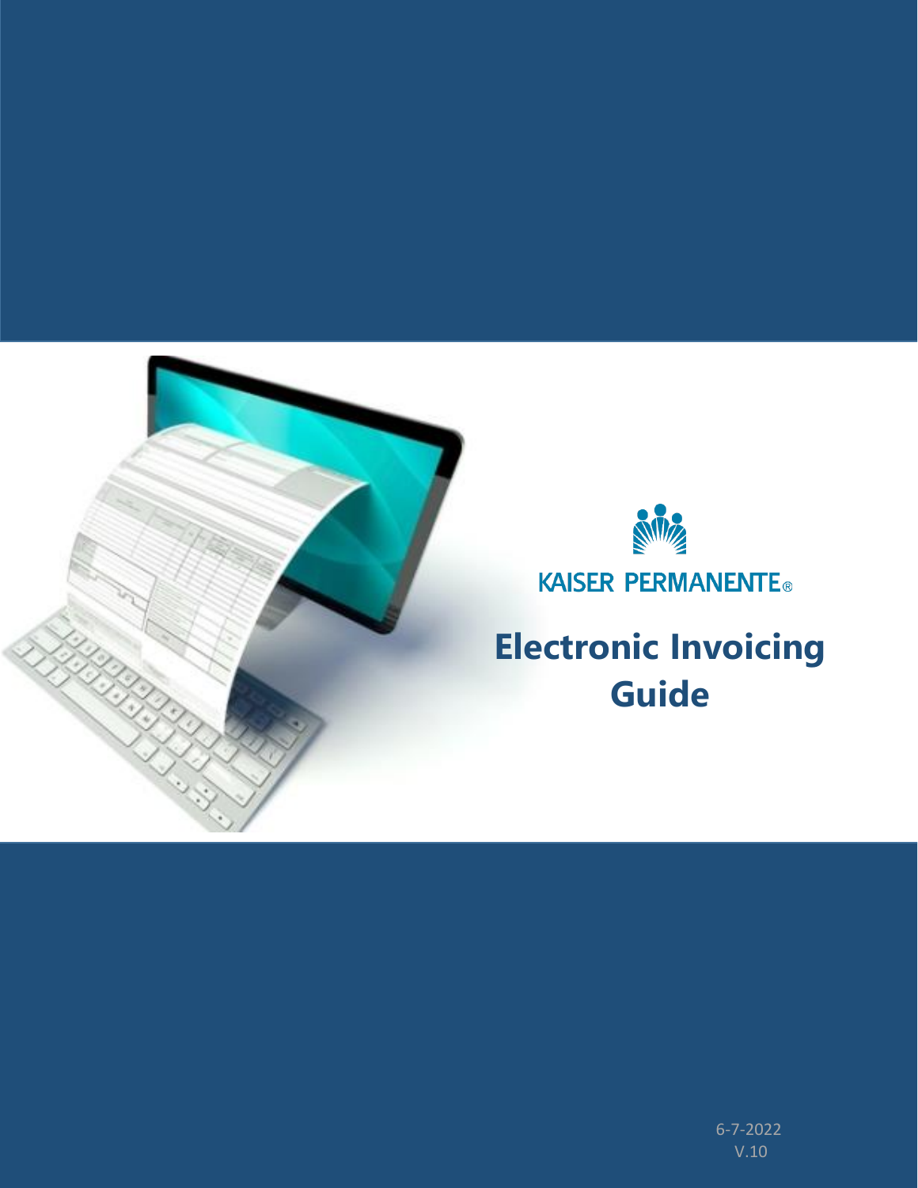KAISER PERMANENTE®

# Electronic Invoicing Guide

6-7-2022

V.10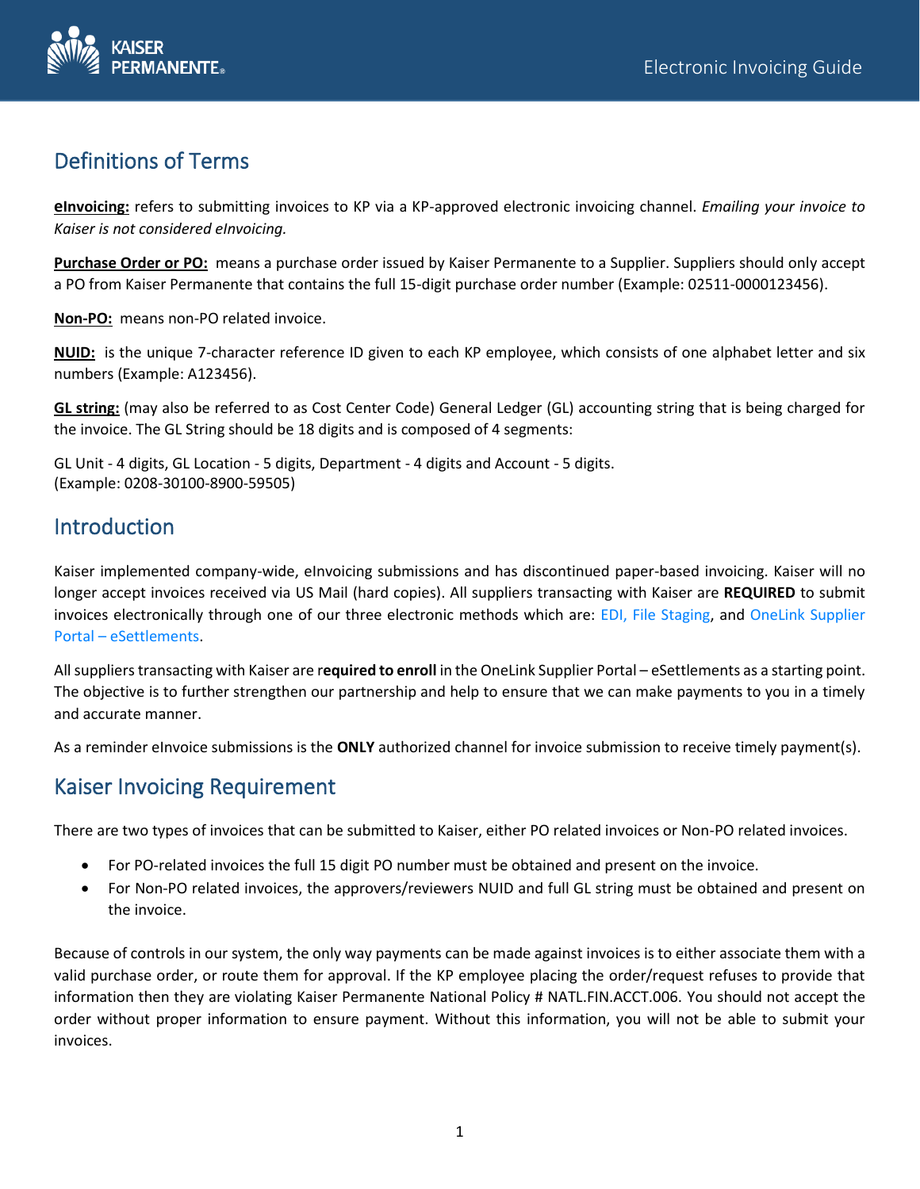## Definitions of Terms

**eInvoicing:** refers to submitting invoices to KP via a KP-approved electronic invoicing channel. *Emailing your invoice to Kaiser is not considered eInvoicing.*

**Purchase Order or PO:** means a purchase order issued by Kaiser Permanente to a Supplier. Suppliers should only accept a PO from Kaiser Permanente that contains the full 15-digit purchase order number (Example: 02511-0000123456).

**Non-PO:** means non-PO related invoice.

**NUID:** is the unique 7-character reference ID given to each KP employee, which consists of one alphabet letter and six numbers (Example: A123456).

**GL string:** (may also be referred to as Cost Center Code) General Ledger (GL) accounting string that is being charged for the invoice. The GL String should be 18 digits and is composed of 4 segments:

GL Unit - 4 digits, GL Location - 5 digits, Department - 4 digits and Account - 5 digits.
(Example: 0208-30100-8900-59505)

## Introduction

Kaiser implemented company-wide, eInvoicing submissions and has discontinued paper-based invoicing. Kaiser will no longer accept invoices received via US Mail (hard copies). All suppliers transacting with Kaiser are **REQUIRED** to submit invoices electronically through one of our three electronic methods which are: EDI, File Staging, and OneLink Supplier Portal – eSettlements.

All suppliers transacting with Kaiser are r**equired to enroll** in the OneLink Supplier Portal – eSettlements as a starting point. The objective is to further strengthen our partnership and help to ensure that we can make payments to you in a timely and accurate manner.

As a reminder eInvoice submissions is the **ONLY** authorized channel for invoice submission to receive timely payment(s).

## Kaiser Invoicing Requirement

There are two types of invoices that can be submitted to Kaiser, either PO related invoices or Non-PO related invoices.

- For PO-related invoices the full 15 digit PO number must be obtained and present on the invoice.
- For Non-PO related invoices, the approvers/reviewers NUID and full GL string must be obtained and present on the invoice.

Because of controls in our system, the only way payments can be made against invoices is to either associate them with a valid purchase order, or route them for approval. If the KP employee placing the order/request refuses to provide that information then they are violating Kaiser Permanente National Policy # NATL.FIN.ACCT.006. You should not accept the order without proper information to ensure payment. Without this information, you will not be able to submit your invoices.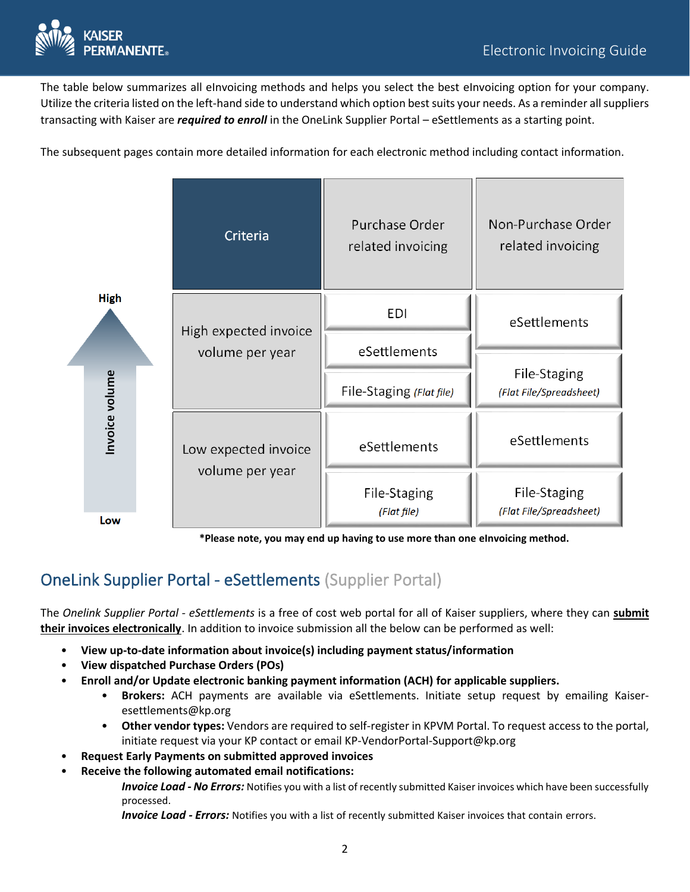The table below summarizes all eInvoicing methods and helps you select the best eInvoicing option for your company. Utilize the criteria listed on the left-hand side to understand which option best suits your needs. As a reminder all suppliers transacting with Kaiser are ***required to enroll*** in the OneLink Supplier Portal – eSettlements as a starting point.

The subsequent pages contain more detailed information for each electronic method including contact information.

| Invoice volume | Criteria | Purchase Order related invoicing | Non-Purchase Order related invoicing |
|---|---|---|---|
| High | High expected invoice volume per year | EDI<br>eSettlements<br>File-Staging *(Flat file)* | eSettlements<br>File-Staging *(Flat File/Spreadsheet)* |
| Low | Low expected invoice volume per year | eSettlements<br>File-Staging *(Flat file)* | eSettlements<br>File-Staging *(Flat File/Spreadsheet)* |

**\*Please note, you may end up having to use more than one eInvoicing method.**

## OneLink Supplier Portal - eSettlements (Supplier Portal)

The *Onelink Supplier Portal - eSettlements* is a free of cost web portal for all of Kaiser suppliers, where they can **submit their invoices electronically**. In addition to invoice submission all the below can be performed as well:

- **View up-to-date information about invoice(s) including payment status/information**
- **View dispatched Purchase Orders (POs)**
- **Enroll and/or Update electronic banking payment information (ACH) for applicable suppliers.**
  - **Brokers:** ACH payments are available via eSettlements. Initiate setup request by emailing Kaiser-esettlements@kp.org
  - **Other vendor types:** Vendors are required to self-register in KPVM Portal. To request access to the portal, initiate request via your KP contact or email KP-VendorPortal-Support@kp.org
- **Request Early Payments on submitted approved invoices**
- **Receive the following automated email notifications:**

  ***Invoice Load - No Errors:*** Notifies you with a list of recently submitted Kaiser invoices which have been successfully processed.

  ***Invoice Load - Errors:*** Notifies you with a list of recently submitted Kaiser invoices that contain errors.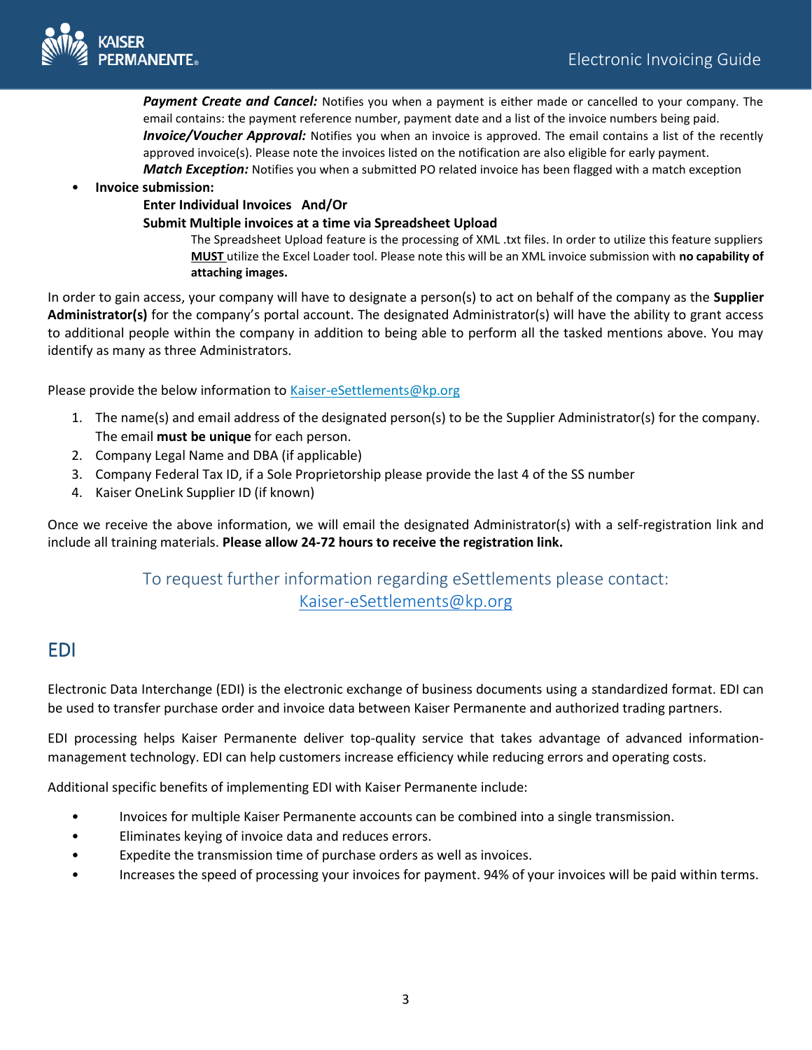***Payment Create and Cancel:*** Notifies you when a payment is either made or cancelled to your company. The email contains: the payment reference number, payment date and a list of the invoice numbers being paid.

***Invoice/Voucher Approval:*** Notifies you when an invoice is approved. The email contains a list of the recently approved invoice(s). Please note the invoices listed on the notification are also eligible for early payment.

***Match Exception:*** Notifies you when a submitted PO related invoice has been flagged with a match exception

- **Invoice submission:**

  **Enter Individual Invoices And/Or**

  **Submit Multiple invoices at a time via Spreadsheet Upload**

  The Spreadsheet Upload feature is the processing of XML .txt files. In order to utilize this feature suppliers **MUST** utilize the Excel Loader tool. Please note this will be an XML invoice submission with **no capability of attaching images.**

In order to gain access, your company will have to designate a person(s) to act on behalf of the company as the **Supplier Administrator(s)** for the company's portal account. The designated Administrator(s) will have the ability to grant access to additional people within the company in addition to being able to perform all the tasked mentions above. You may identify as many as three Administrators.

Please provide the below information to Kaiser-eSettlements@kp.org

1. The name(s) and email address of the designated person(s) to be the Supplier Administrator(s) for the company. The email **must be unique** for each person.
2. Company Legal Name and DBA (if applicable)
3. Company Federal Tax ID, if a Sole Proprietorship please provide the last 4 of the SS number
4. Kaiser OneLink Supplier ID (if known)

Once we receive the above information, we will email the designated Administrator(s) with a self-registration link and include all training materials. **Please allow 24-72 hours to receive the registration link.**

To request further information regarding eSettlements please contact: Kaiser-eSettlements@kp.org

## EDI

Electronic Data Interchange (EDI) is the electronic exchange of business documents using a standardized format. EDI can be used to transfer purchase order and invoice data between Kaiser Permanente and authorized trading partners.

EDI processing helps Kaiser Permanente deliver top-quality service that takes advantage of advanced information-management technology. EDI can help customers increase efficiency while reducing errors and operating costs.

Additional specific benefits of implementing EDI with Kaiser Permanente include:

- Invoices for multiple Kaiser Permanente accounts can be combined into a single transmission.
- Eliminates keying of invoice data and reduces errors.
- Expedite the transmission time of purchase orders as well as invoices.
- Increases the speed of processing your invoices for payment. 94% of your invoices will be paid within terms.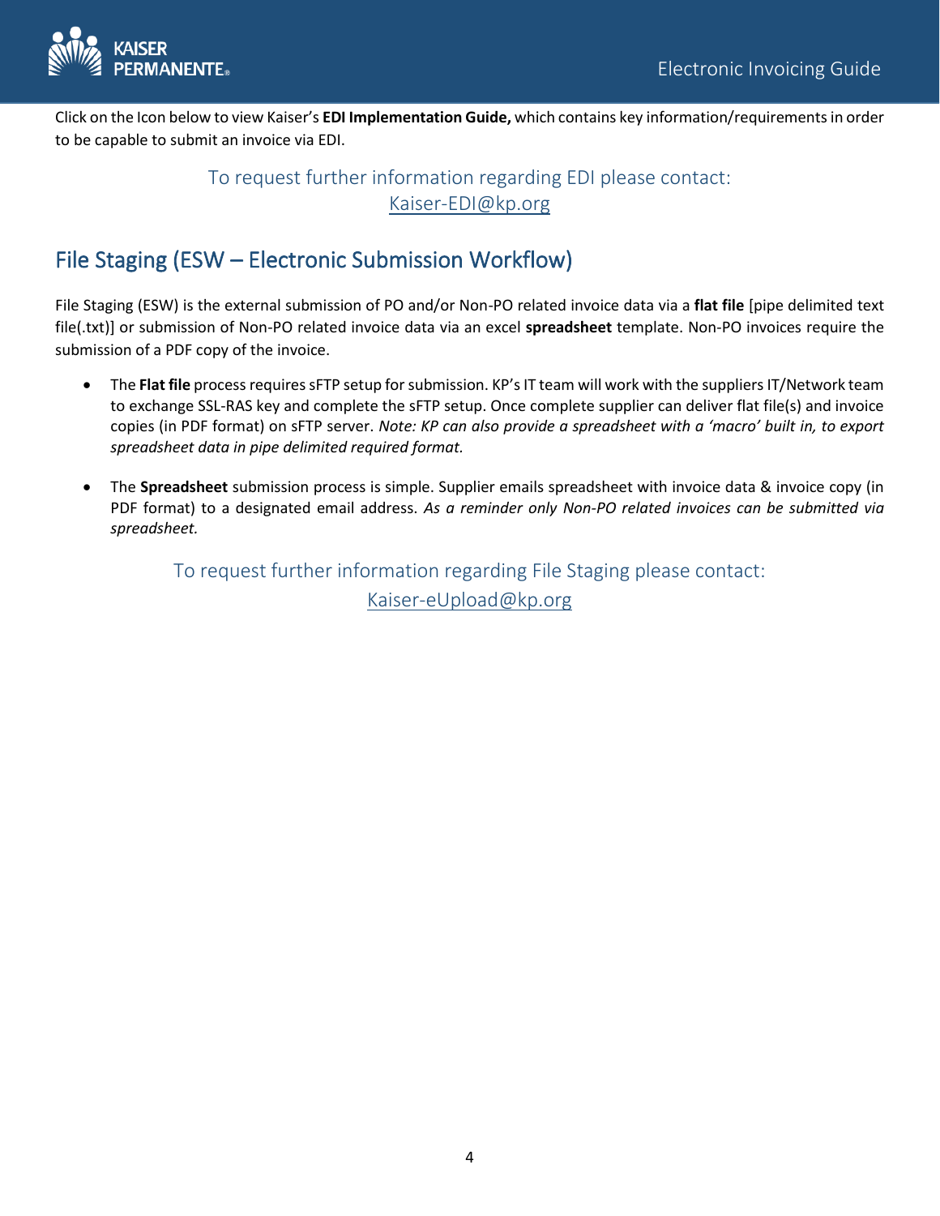Click on the Icon below to view Kaiser's **EDI Implementation Guide,** which contains key information/requirements in order to be capable to submit an invoice via EDI.

To request further information regarding EDI please contact:
Kaiser-EDI@kp.org

## File Staging (ESW – Electronic Submission Workflow)

File Staging (ESW) is the external submission of PO and/or Non-PO related invoice data via a **flat file** [pipe delimited text file(.txt)] or submission of Non-PO related invoice data via an excel **spreadsheet** template. Non-PO invoices require the submission of a PDF copy of the invoice.

- The **Flat file** process requires sFTP setup for submission. KP's IT team will work with the suppliers IT/Network team to exchange SSL-RAS key and complete the sFTP setup. Once complete supplier can deliver flat file(s) and invoice copies (in PDF format) on sFTP server. *Note: KP can also provide a spreadsheet with a 'macro' built in, to export spreadsheet data in pipe delimited required format.*

- The **Spreadsheet** submission process is simple. Supplier emails spreadsheet with invoice data & invoice copy (in PDF format) to a designated email address. *As a reminder only Non-PO related invoices can be submitted via spreadsheet.*

To request further information regarding File Staging please contact:
Kaiser-eUpload@kp.org